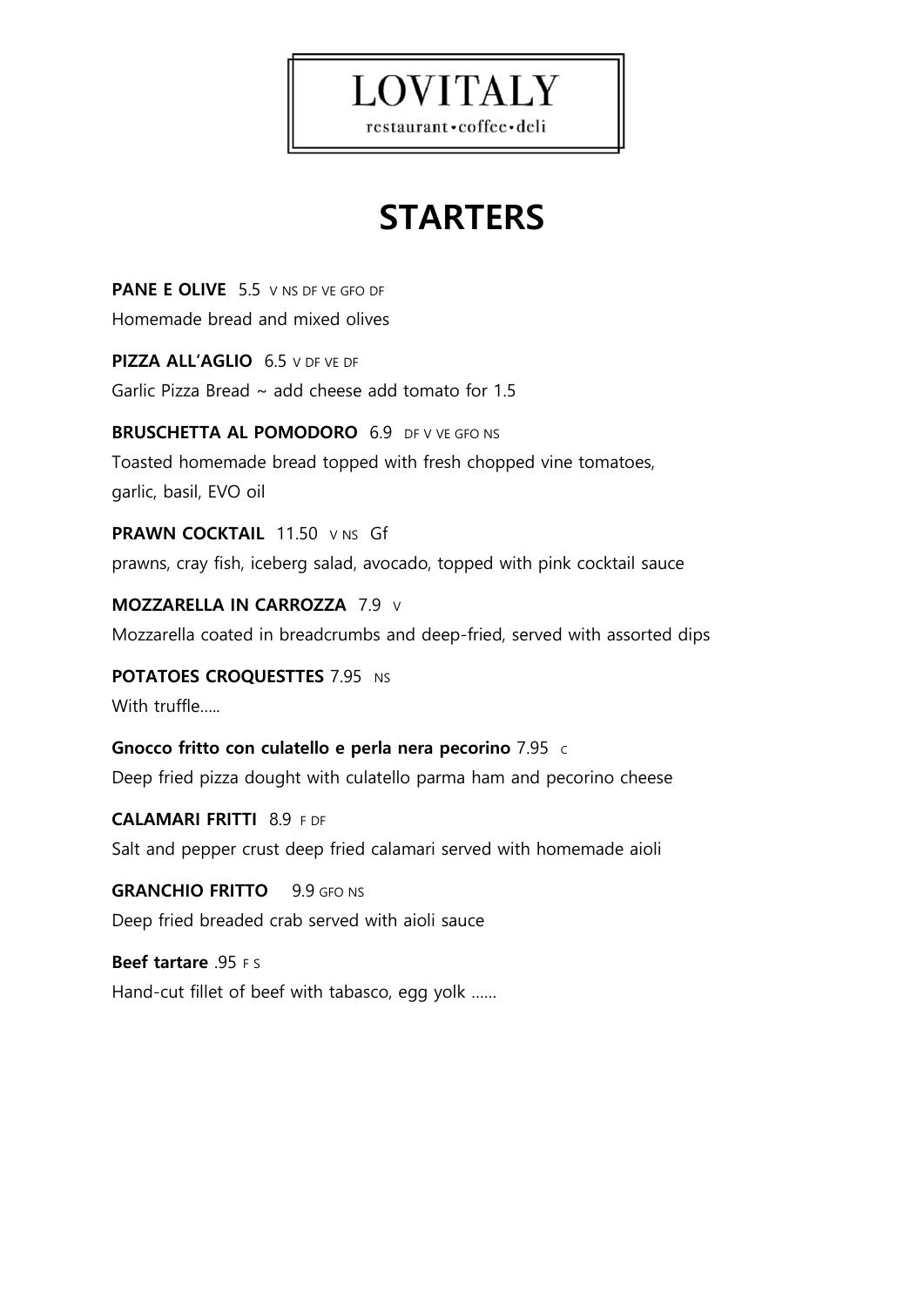# LOVITALY

restaurant•coffee•deli

## STARTERS

**PANE E OLIVE** 5.5 V NS DF VE GFO DF

Homemade bread and mixed olives

**PIZZA ALL'AGLIO** 6.5 V DF VE DF

Garlic Pizza Bread ~ add cheese add tomato for 1.5

**BRUSCHETTA AL POMODORO** 6.9 DF V VE GFO NS

Toasted homemade bread topped with fresh chopped vine tomatoes, garlic, basil, EVO oil

**PRAWN COCKTAIL** 11.50 V NS Gf

prawns, cray fish, iceberg salad, avocado, topped with pink cocktail sauce

**MOZZARELLA IN CARROZZA** 7.9 V

Mozzarella coated in breadcrumbs and deep-fried, served with assorted dips

**POTATOES CROQUESTTES** 7.95 NS

With truffle.....

**Gnocco fritto con culatello e perla nera pecorino** 7.95 C

Deep fried pizza dought with culatello parma ham and pecorino cheese

**CALAMARI FRITTI** 8.9 F DF

Salt and pepper crust deep fried calamari served with homemade aioli

**GRANCHIO FRITTO** 9.9 GFO NS

Deep fried breaded crab served with aioli sauce

**Beef tartare** .95 F S

Hand-cut fillet of beef with tabasco, egg yolk ......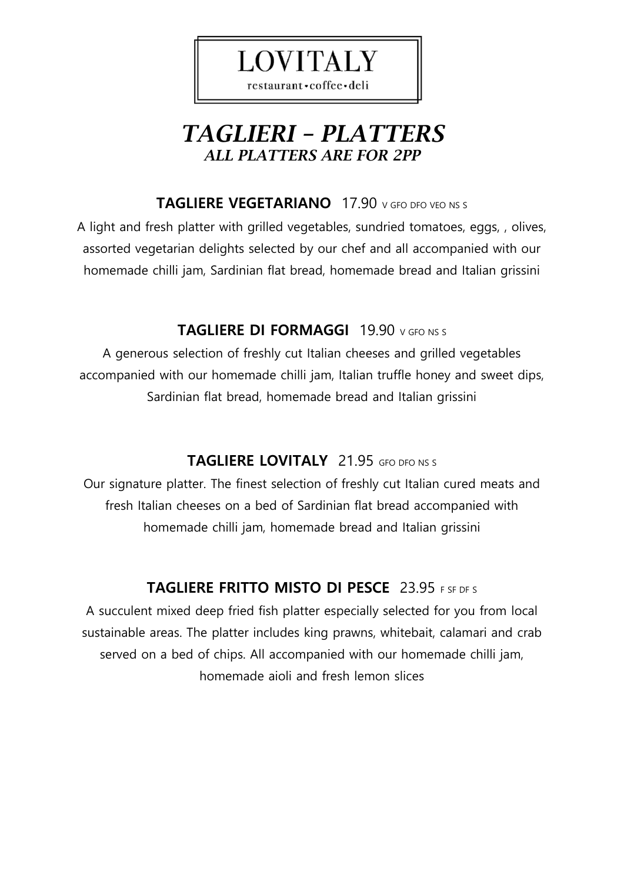# LOVITALY

restaurant•coffee•deli

## *TAGLIERI – PLATTERS*

***ALL PLATTERS ARE FOR 2PP***

**TAGLIERE VEGETARIANO** 17.90 V GFO DFO VEO NS S

A light and fresh platter with grilled vegetables, sundried tomatoes, eggs, , olives, assorted vegetarian delights selected by our chef and all accompanied with our homemade chilli jam, Sardinian flat bread, homemade bread and Italian grissini

**TAGLIERE DI FORMAGGI** 19.90 V GFO NS S

A generous selection of freshly cut Italian cheeses and grilled vegetables accompanied with our homemade chilli jam, Italian truffle honey and sweet dips, Sardinian flat bread, homemade bread and Italian grissini

**TAGLIERE LOVITALY** 21.95 GFO DFO NS S

Our signature platter. The finest selection of freshly cut Italian cured meats and fresh Italian cheeses on a bed of Sardinian flat bread accompanied with homemade chilli jam, homemade bread and Italian grissini

**TAGLIERE FRITTO MISTO DI PESCE** 23.95 F SF DF S

A succulent mixed deep fried fish platter especially selected for you from local sustainable areas. The platter includes king prawns, whitebait, calamari and crab served on a bed of chips. All accompanied with our homemade chilli jam, homemade aioli and fresh lemon slices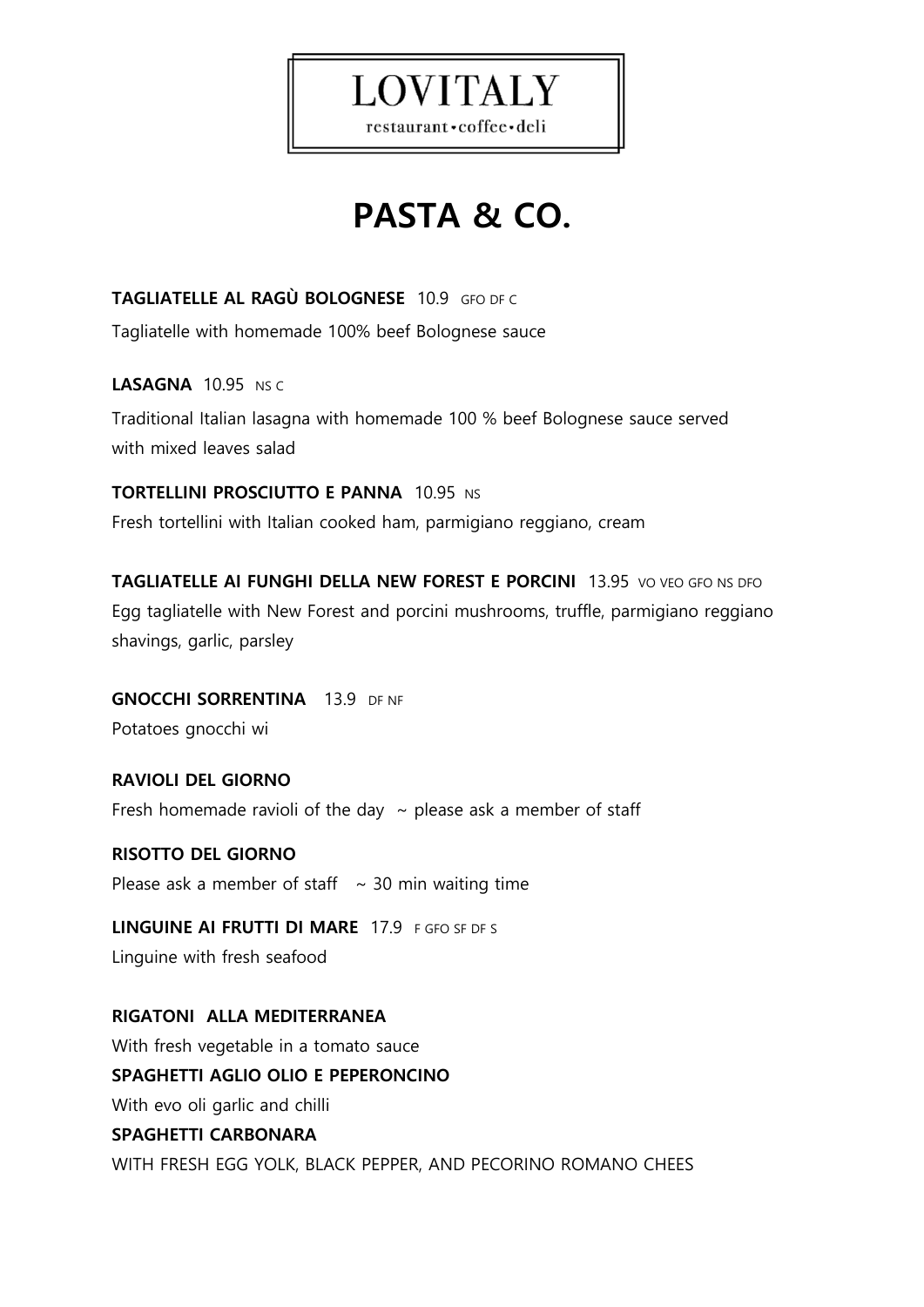# LOVITALY

restaurant • coffee • deli

## PASTA & CO.

**TAGLIATELLE AL RAGÙ BOLOGNESE** 10.9 GFO DF C

Tagliatelle with homemade 100% beef Bolognese sauce

**LASAGNA** 10.95 NS C

Traditional Italian lasagna with homemade 100 % beef Bolognese sauce served with mixed leaves salad

**TORTELLINI PROSCIUTTO E PANNA** 10.95 NS

Fresh tortellini with Italian cooked ham, parmigiano reggiano, cream

**TAGLIATELLE AI FUNGHI DELLA NEW FOREST E PORCINI** 13.95 VO VEO GFO NS DFO

Egg tagliatelle with New Forest and porcini mushrooms, truffle, parmigiano reggiano shavings, garlic, parsley

**GNOCCHI SORRENTINA** 13.9 DF NF

Potatoes gnocchi wi

**RAVIOLI DEL GIORNO**

Fresh homemade ravioli of the day ~ please ask a member of staff

**RISOTTO DEL GIORNO**

Please ask a member of staff ~ 30 min waiting time

**LINGUINE AI FRUTTI DI MARE** 17.9 F GFO SF DF S

Linguine with fresh seafood

**RIGATONI ALLA MEDITERRANEA**

With fresh vegetable in a tomato sauce

**SPAGHETTI AGLIO OLIO E PEPERONCINO**

With evo oli garlic and chilli

**SPAGHETTI CARBONARA**

WITH FRESH EGG YOLK, BLACK PEPPER, AND PECORINO ROMANO CHEES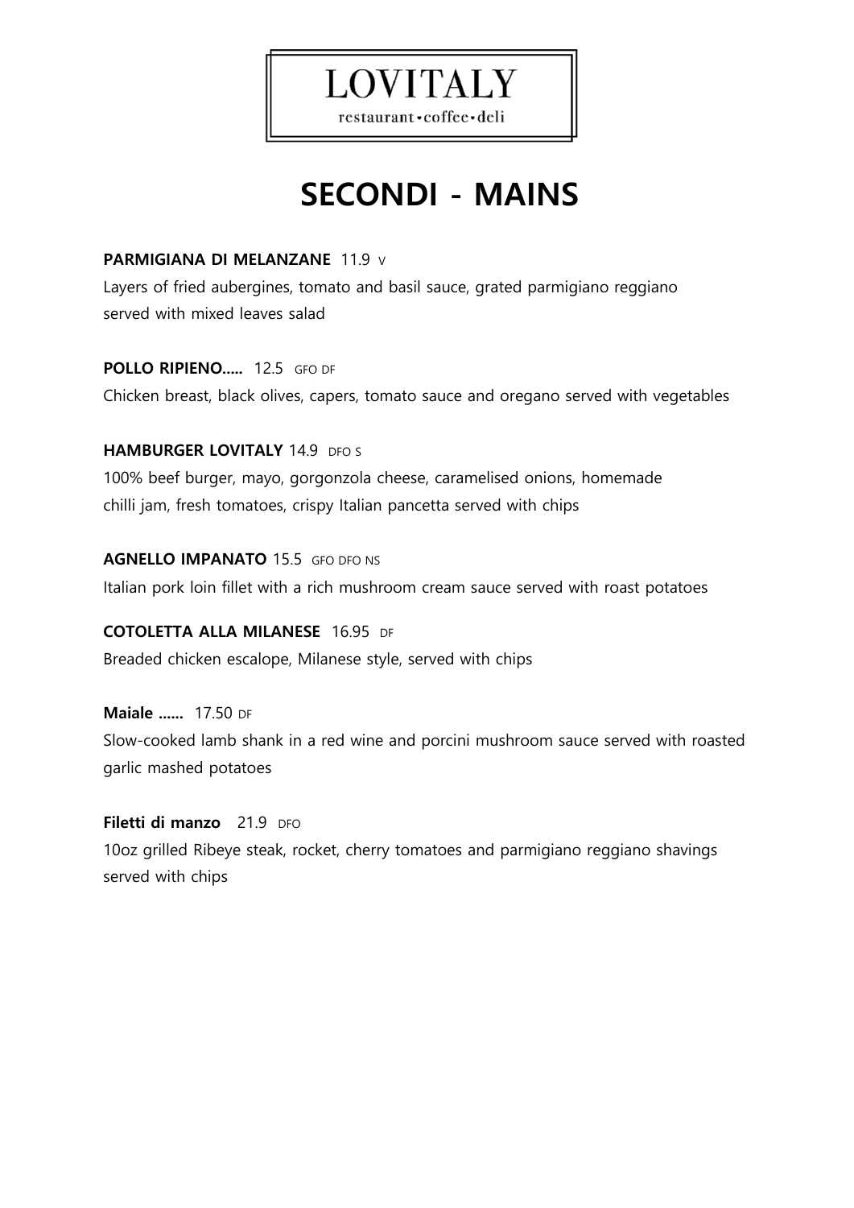# LOVITALY

restaurant•coffee•deli

## SECONDI - MAINS

**PARMIGIANA DI MELANZANE** 11.9 V

Layers of fried aubergines, tomato and basil sauce, grated parmigiano reggiano served with mixed leaves salad

**POLLO RIPIENO.....** 12.5 GFO DF

Chicken breast, black olives, capers, tomato sauce and oregano served with vegetables

**HAMBURGER LOVITALY** 14.9 DFO S

100% beef burger, mayo, gorgonzola cheese, caramelised onions, homemade chilli jam, fresh tomatoes, crispy Italian pancetta served with chips

**AGNELLO IMPANATO** 15.5 GFO DFO NS

Italian pork loin fillet with a rich mushroom cream sauce served with roast potatoes

**COTOLETTA ALLA MILANESE** 16.95 DF

Breaded chicken escalope, Milanese style, served with chips

**Maiale ......** 17.50 DF

Slow-cooked lamb shank in a red wine and porcini mushroom sauce served with roasted garlic mashed potatoes

**Filetti di manzo** 21.9 DFO

10oz grilled Ribeye steak, rocket, cherry tomatoes and parmigiano reggiano shavings served with chips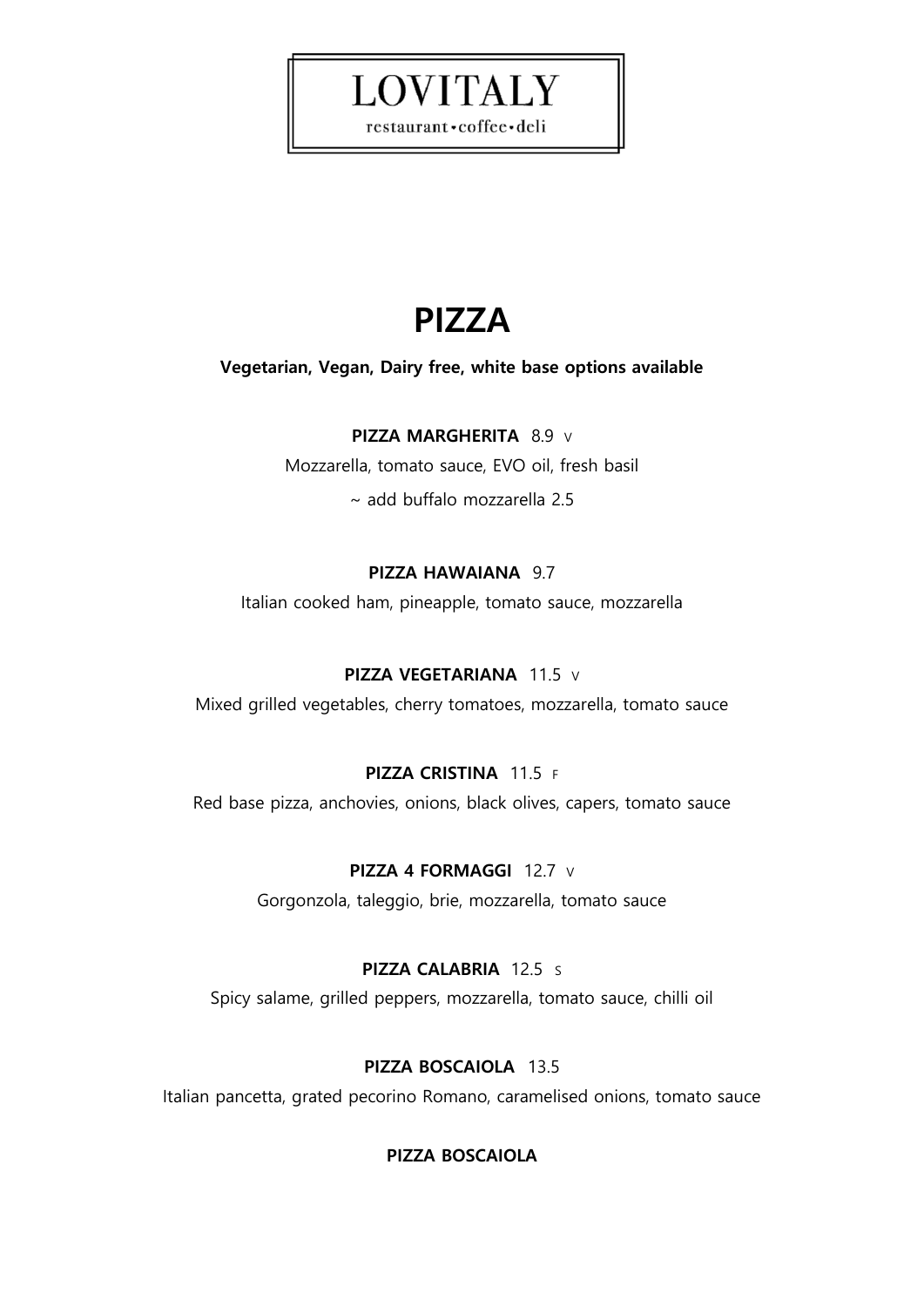LOVITALY

restaurant•coffee•deli

# PIZZA

**Vegetarian, Vegan, Dairy free, white base options available**

**PIZZA MARGHERITA** 8.9 V

Mozzarella, tomato sauce, EVO oil, fresh basil

~ add buffalo mozzarella 2.5

**PIZZA HAWAIANA** 9.7

Italian cooked ham, pineapple, tomato sauce, mozzarella

**PIZZA VEGETARIANA** 11.5 V

Mixed grilled vegetables, cherry tomatoes, mozzarella, tomato sauce

**PIZZA CRISTINA** 11.5 F

Red base pizza, anchovies, onions, black olives, capers, tomato sauce

**PIZZA 4 FORMAGGI** 12.7 V

Gorgonzola, taleggio, brie, mozzarella, tomato sauce

**PIZZA CALABRIA** 12.5 S

Spicy salame, grilled peppers, mozzarella, tomato sauce, chilli oil

**PIZZA BOSCAIOLA** 13.5

Italian pancetta, grated pecorino Romano, caramelised onions, tomato sauce

**PIZZA BOSCAIOLA**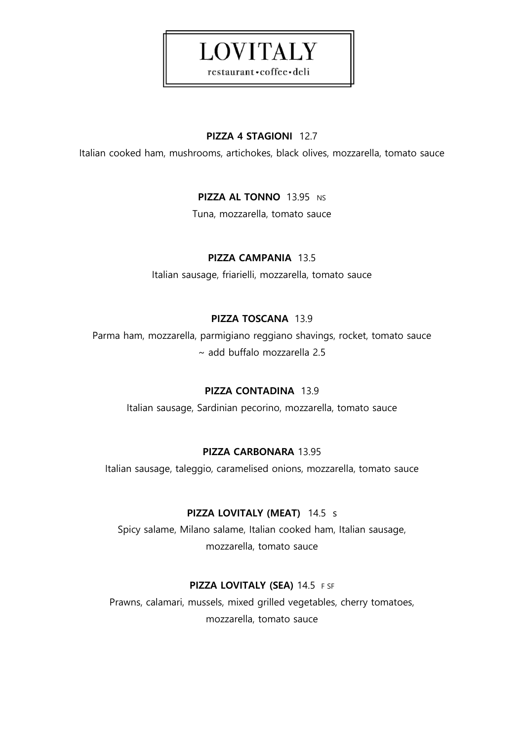# LOVITALY

restaurant•coffee•deli

**PIZZA 4 STAGIONI** 12.7

Italian cooked ham, mushrooms, artichokes, black olives, mozzarella, tomato sauce

**PIZZA AL TONNO** 13.95 NS

Tuna, mozzarella, tomato sauce

**PIZZA CAMPANIA** 13.5

Italian sausage, friarielli, mozzarella, tomato sauce

**PIZZA TOSCANA** 13.9

Parma ham, mozzarella, parmigiano reggiano shavings, rocket, tomato sauce
~ add buffalo mozzarella 2.5

**PIZZA CONTADINA** 13.9

Italian sausage, Sardinian pecorino, mozzarella, tomato sauce

**PIZZA CARBONARA** 13.95

Italian sausage, taleggio, caramelised onions, mozzarella, tomato sauce

**PIZZA LOVITALY (MEAT)** 14.5 S

Spicy salame, Milano salame, Italian cooked ham, Italian sausage,
mozzarella, tomato sauce

**PIZZA LOVITALY (SEA)** 14.5 F SF

Prawns, calamari, mussels, mixed grilled vegetables, cherry tomatoes,
mozzarella, tomato sauce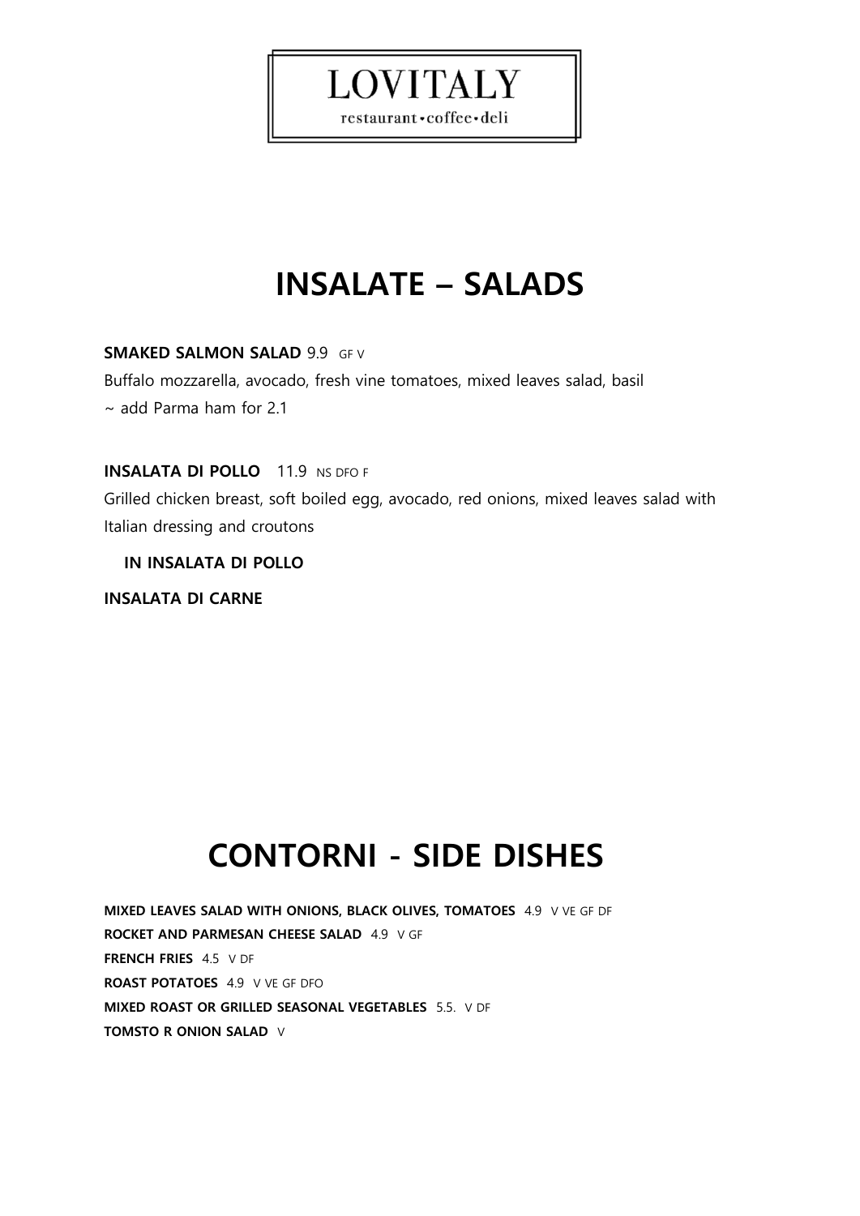LOVITALY

restaurant•coffee•deli

# INSALATE – SALADS

**SMAKED SALMON SALAD** 9.9 GF V

Buffalo mozzarella, avocado, fresh vine tomatoes, mixed leaves salad, basil

~ add Parma ham for 2.1

**INSALATA DI POLLO** 11.9 NS DFO F

Grilled chicken breast, soft boiled egg, avocado, red onions, mixed leaves salad with Italian dressing and croutons

**IN INSALATA DI POLLO**

**INSALATA DI CARNE**

# CONTORNI - SIDE DISHES

**MIXED LEAVES SALAD WITH ONIONS, BLACK OLIVES, TOMATOES** 4.9 V VE GF DF

**ROCKET AND PARMESAN CHEESE SALAD** 4.9 V GF

**FRENCH FRIES** 4.5 V DF

**ROAST POTATOES** 4.9 V VE GF DFO

**MIXED ROAST OR GRILLED SEASONAL VEGETABLES** 5.5. V DF

**TOMSTO R ONION SALAD** V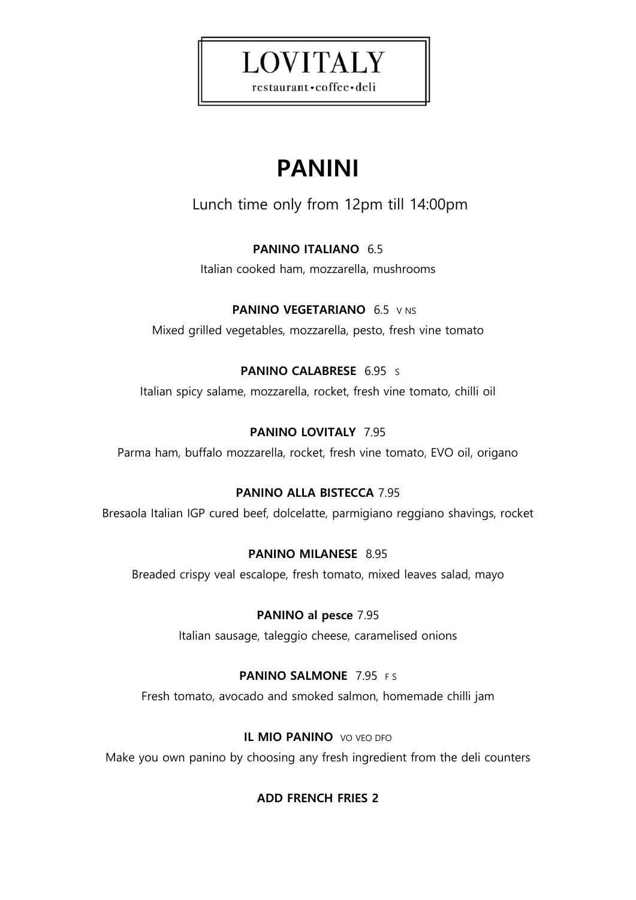# LOVITALY

restaurant•coffee•deli

## PANINI

Lunch time only from 12pm till 14:00pm

**PANINO ITALIANO** 6.5

Italian cooked ham, mozzarella, mushrooms

**PANINO VEGETARIANO** 6.5 V NS

Mixed grilled vegetables, mozzarella, pesto, fresh vine tomato

**PANINO CALABRESE** 6.95 S

Italian spicy salame, mozzarella, rocket, fresh vine tomato, chilli oil

**PANINO LOVITALY** 7.95

Parma ham, buffalo mozzarella, rocket, fresh vine tomato, EVO oil, origano

**PANINO ALLA BISTECCA** 7.95

Bresaola Italian IGP cured beef, dolcelatte, parmigiano reggiano shavings, rocket

**PANINO MILANESE** 8.95

Breaded crispy veal escalope, fresh tomato, mixed leaves salad, mayo

**PANINO al pesce** 7.95

Italian sausage, taleggio cheese, caramelised onions

**PANINO SALMONE** 7.95 F S

Fresh tomato, avocado and smoked salmon, homemade chilli jam

**IL MIO PANINO** VO VEO DFO

Make you own panino by choosing any fresh ingredient from the deli counters

**ADD FRENCH FRIES 2**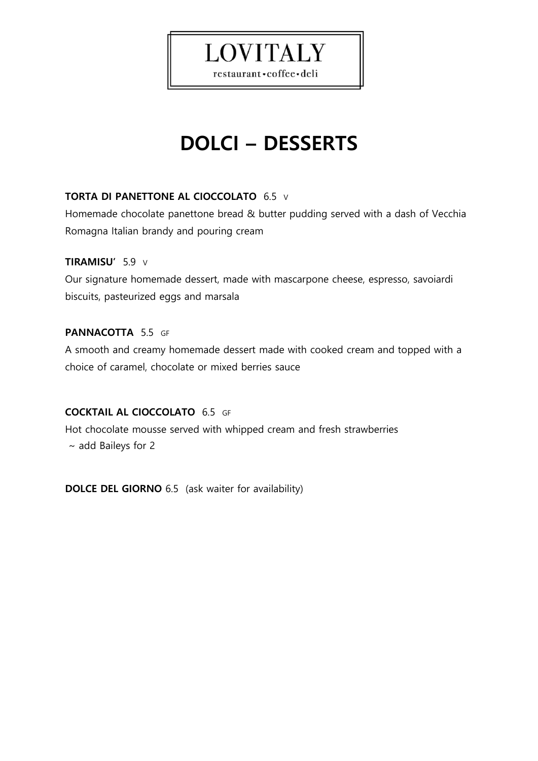# LOVITALY

restaurant•coffee•deli

## DOLCI – DESSERTS

**TORTA DI PANETTONE AL CIOCCOLATO** 6.5 V

Homemade chocolate panettone bread & butter pudding served with a dash of Vecchia Romagna Italian brandy and pouring cream

**TIRAMISU'** 5.9 V

Our signature homemade dessert, made with mascarpone cheese, espresso, savoiardi biscuits, pasteurized eggs and marsala

**PANNACOTTA** 5.5 GF

A smooth and creamy homemade dessert made with cooked cream and topped with a choice of caramel, chocolate or mixed berries sauce

**COCKTAIL AL CIOCCOLATO** 6.5 GF

Hot chocolate mousse served with whipped cream and fresh strawberries
~ add Baileys for 2

**DOLCE DEL GIORNO** 6.5 (ask waiter for availability)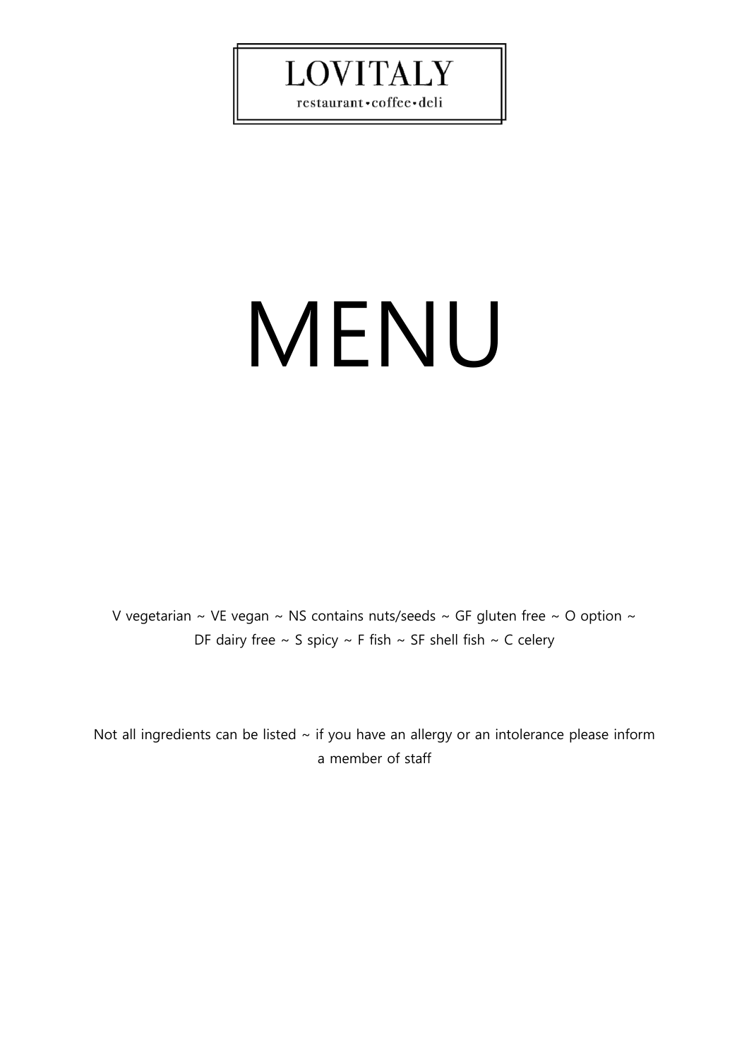LOVITALY

restaurant•coffee•deli

# MENU

V vegetarian ~ VE vegan ~ NS contains nuts/seeds ~ GF gluten free ~ O option ~ DF dairy free ~ S spicy ~ F fish ~ SF shell fish ~ C celery

Not all ingredients can be listed ~ if you have an allergy or an intolerance please inform a member of staff